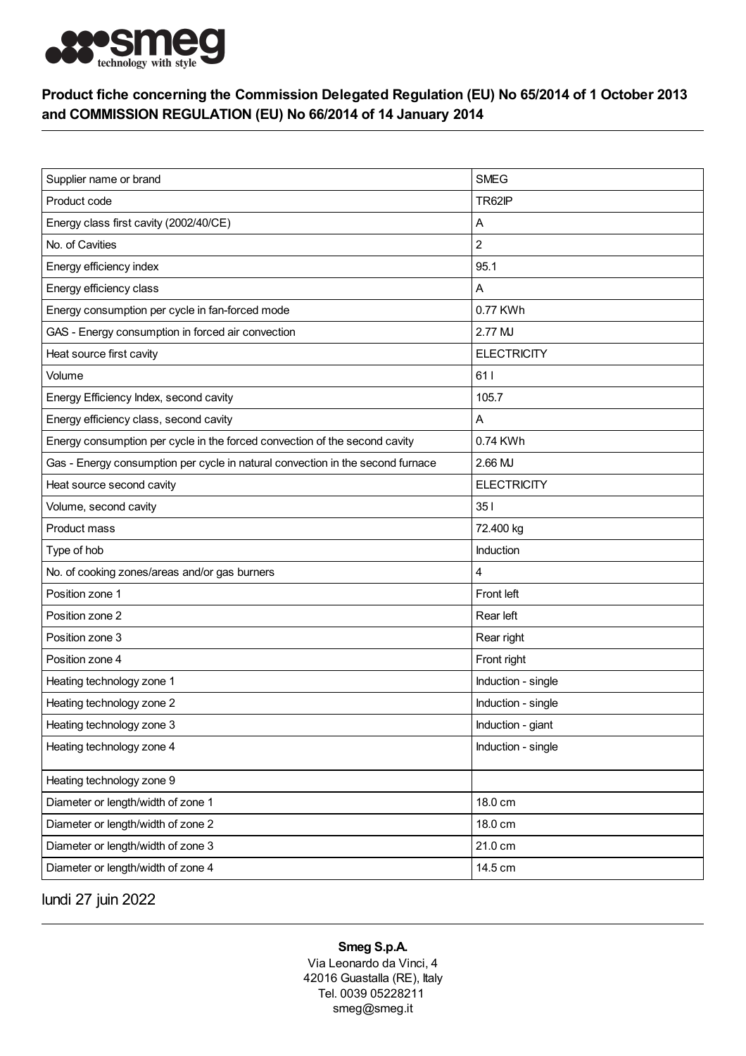smeg technology with style

## Product fiche concerning the Commission Delegated Regulation (EU) No 65/2014 of 1 October 2013 and COMMISSION REGULATION (EU) No 66/2014 of 14 January 2014

| | |
|---|---|
| Supplier name or brand | SMEG |
| Product code | TR62IP |
| Energy class first cavity (2002/40/CE) | A |
| No. of Cavities | 2 |
| Energy efficiency index | 95.1 |
| Energy efficiency class | A |
| Energy consumption per cycle in fan-forced mode | 0.77 KWh |
| GAS - Energy consumption in forced air convection | 2.77 MJ |
| Heat source first cavity | ELECTRICITY |
| Volume | 61 l |
| Energy Efficiency Index, second cavity | 105.7 |
| Energy efficiency class, second cavity | A |
| Energy consumption per cycle in the forced convection of the second cavity | 0.74 KWh |
| Gas - Energy consumption per cycle in natural convection in the second furnace | 2.66 MJ |
| Heat source second cavity | ELECTRICITY |
| Volume, second cavity | 35 l |
| Product mass | 72.400 kg |
| Type of hob | Induction |
| No. of cooking zones/areas and/or gas burners | 4 |
| Position zone 1 | Front left |
| Position zone 2 | Rear left |
| Position zone 3 | Rear right |
| Position zone 4 | Front right |
| Heating technology zone 1 | Induction - single |
| Heating technology zone 2 | Induction - single |
| Heating technology zone 3 | Induction - giant |
| Heating technology zone 4 | Induction - single |
| Heating technology zone 9 | |
| Diameter or length/width of zone 1 | 18.0 cm |
| Diameter or length/width of zone 2 | 18.0 cm |
| Diameter or length/width of zone 3 | 21.0 cm |
| Diameter or length/width of zone 4 | 14.5 cm |

lundi 27 juin 2022

**Smeg S.p.A.**
Via Leonardo da Vinci, 4
42016 Guastalla (RE), Italy
Tel. 0039 05228211
smeg@smeg.it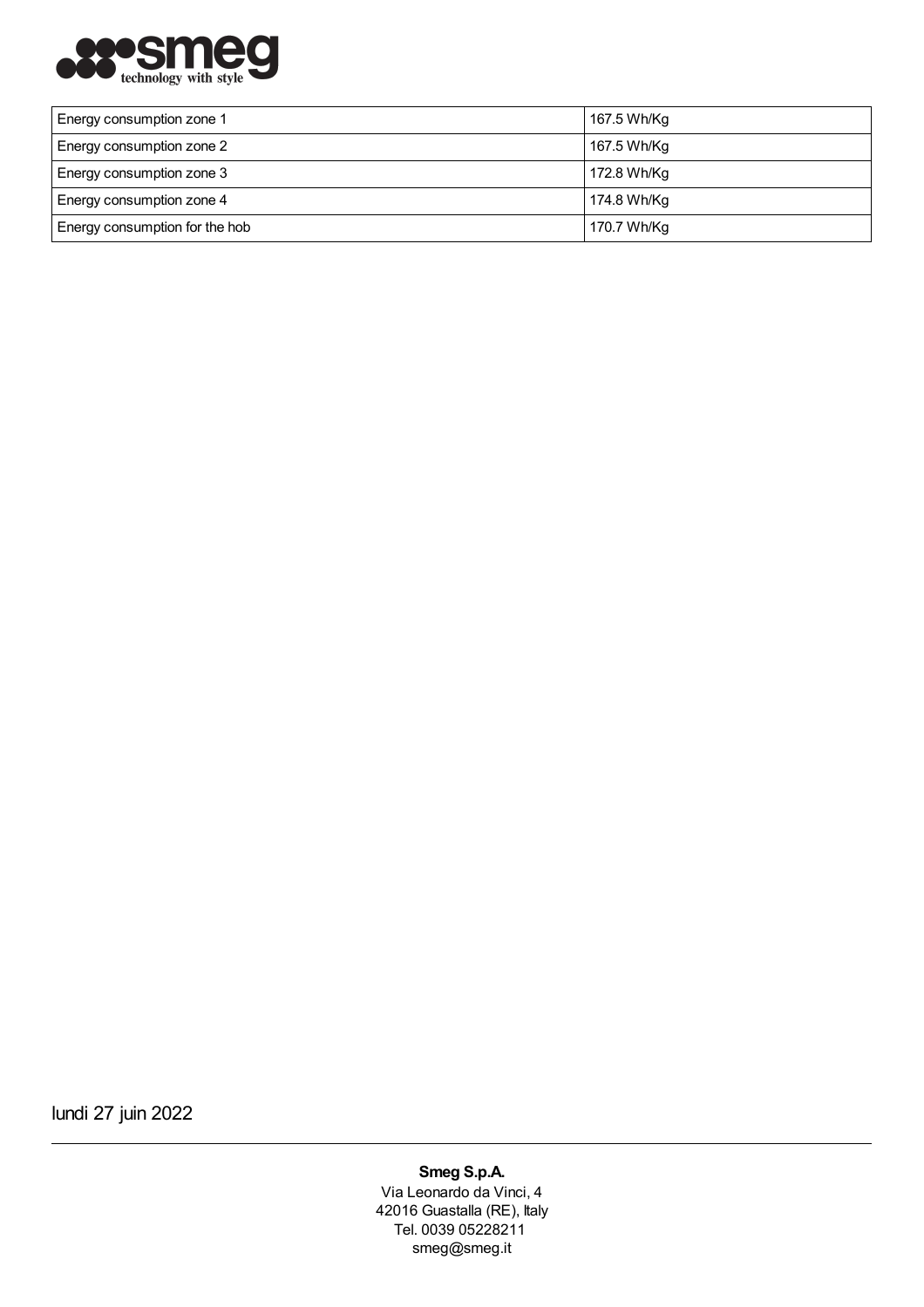| | |
|---|---|
| Energy consumption zone 1 | 167.5 Wh/Kg |
| Energy consumption zone 2 | 167.5 Wh/Kg |
| Energy consumption zone 3 | 172.8 Wh/Kg |
| Energy consumption zone 4 | 174.8 Wh/Kg |
| Energy consumption for the hob | 170.7 Wh/Kg |

lundi 27 juin 2022

**Smeg S.p.A.**
Via Leonardo da Vinci, 4
42016 Guastalla (RE), Italy
Tel. 0039 05228211
smeg@smeg.it